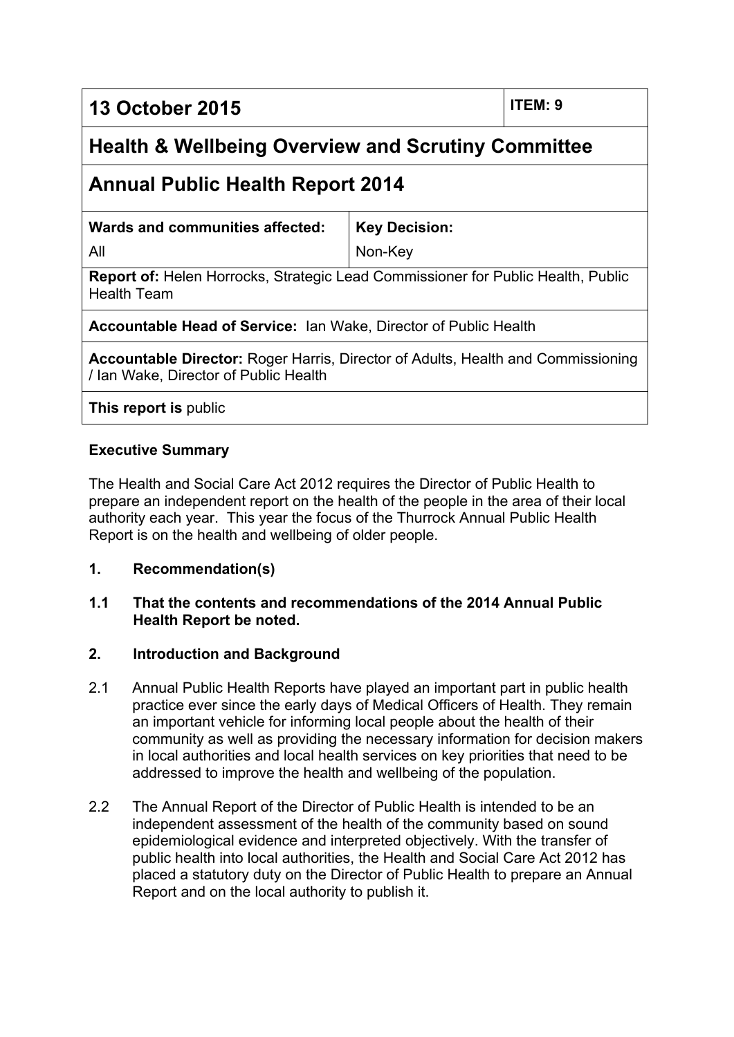| **13 October 2015** | | **ITEM: 9** |
|---|---|---|
| **Health & Wellbeing Overview and Scrutiny Committee** | | |
| **Annual Public Health Report 2014** | | |
| **Wards and communities affected:** All | **Key Decision:** Non-Key | |
| **Report of:** Helen Horrocks, Strategic Lead Commissioner for Public Health, Public Health Team | | |
| **Accountable Head of Service:** Ian Wake, Director of Public Health | | |
| **Accountable Director:** Roger Harris, Director of Adults, Health and Commissioning / Ian Wake, Director of Public Health | | |
| **This report is** public | | |

**Executive Summary**

The Health and Social Care Act 2012 requires the Director of Public Health to prepare an independent report on the health of the people in the area of their local authority each year. This year the focus of the Thurrock Annual Public Health Report is on the health and wellbeing of older people.

**1. Recommendation(s)**

**1.1 That the contents and recommendations of the 2014 Annual Public Health Report be noted.**

**2. Introduction and Background**

2.1 Annual Public Health Reports have played an important part in public health practice ever since the early days of Medical Officers of Health. They remain an important vehicle for informing local people about the health of their community as well as providing the necessary information for decision makers in local authorities and local health services on key priorities that need to be addressed to improve the health and wellbeing of the population.

2.2 The Annual Report of the Director of Public Health is intended to be an independent assessment of the health of the community based on sound epidemiological evidence and interpreted objectively. With the transfer of public health into local authorities, the Health and Social Care Act 2012 has placed a statutory duty on the Director of Public Health to prepare an Annual Report and on the local authority to publish it.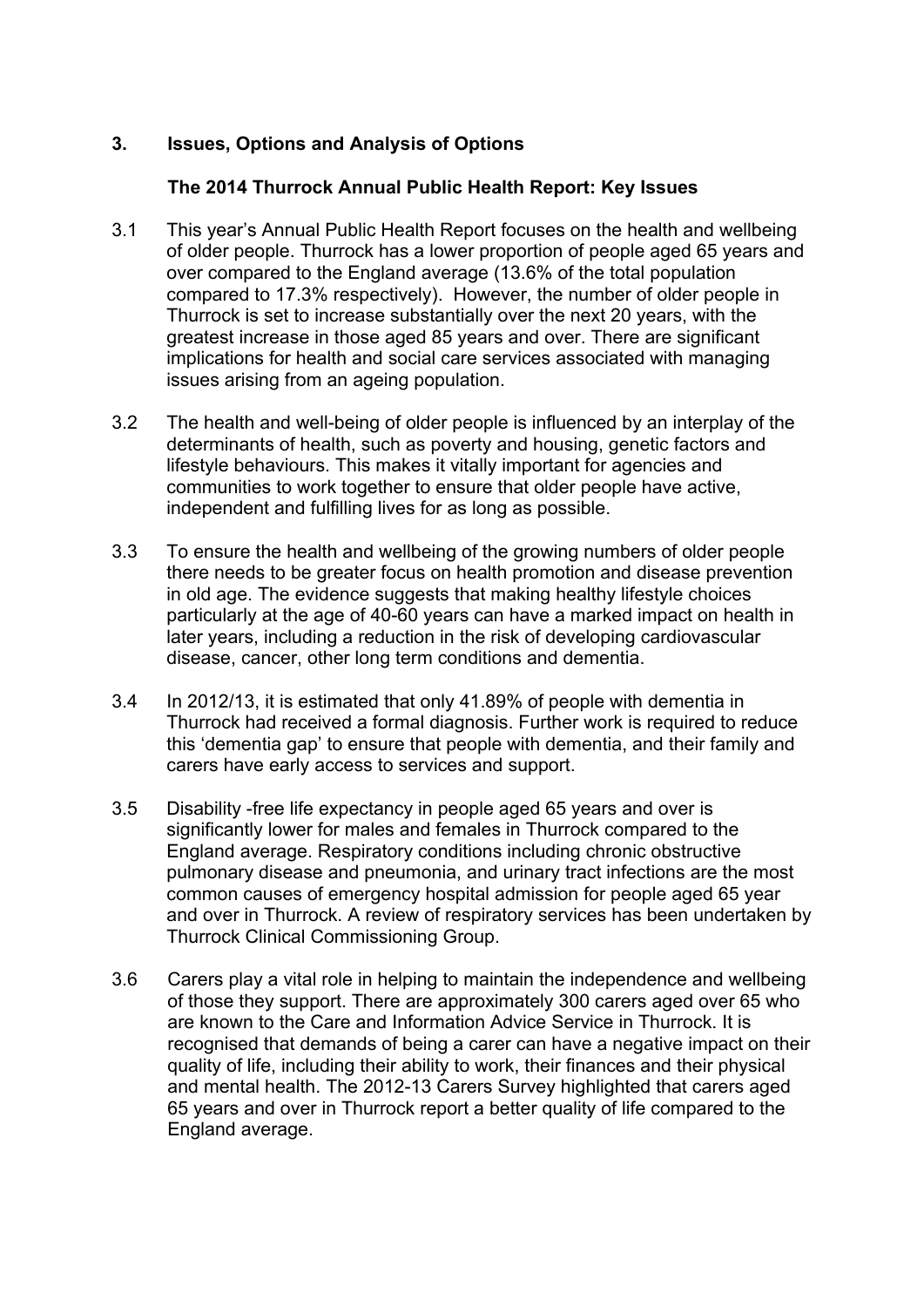## 3. Issues, Options and Analysis of Options

### The 2014 Thurrock Annual Public Health Report: Key Issues

3.1 This year's Annual Public Health Report focuses on the health and wellbeing of older people. Thurrock has a lower proportion of people aged 65 years and over compared to the England average (13.6% of the total population compared to 17.3% respectively). However, the number of older people in Thurrock is set to increase substantially over the next 20 years, with the greatest increase in those aged 85 years and over. There are significant implications for health and social care services associated with managing issues arising from an ageing population.

3.2 The health and well-being of older people is influenced by an interplay of the determinants of health, such as poverty and housing, genetic factors and lifestyle behaviours. This makes it vitally important for agencies and communities to work together to ensure that older people have active, independent and fulfilling lives for as long as possible.

3.3 To ensure the health and wellbeing of the growing numbers of older people there needs to be greater focus on health promotion and disease prevention in old age. The evidence suggests that making healthy lifestyle choices particularly at the age of 40-60 years can have a marked impact on health in later years, including a reduction in the risk of developing cardiovascular disease, cancer, other long term conditions and dementia.

3.4 In 2012/13, it is estimated that only 41.89% of people with dementia in Thurrock had received a formal diagnosis. Further work is required to reduce this 'dementia gap' to ensure that people with dementia, and their family and carers have early access to services and support.

3.5 Disability -free life expectancy in people aged 65 years and over is significantly lower for males and females in Thurrock compared to the England average. Respiratory conditions including chronic obstructive pulmonary disease and pneumonia, and urinary tract infections are the most common causes of emergency hospital admission for people aged 65 year and over in Thurrock. A review of respiratory services has been undertaken by Thurrock Clinical Commissioning Group.

3.6 Carers play a vital role in helping to maintain the independence and wellbeing of those they support. There are approximately 300 carers aged over 65 who are known to the Care and Information Advice Service in Thurrock. It is recognised that demands of being a carer can have a negative impact on their quality of life, including their ability to work, their finances and their physical and mental health. The 2012-13 Carers Survey highlighted that carers aged 65 years and over in Thurrock report a better quality of life compared to the England average.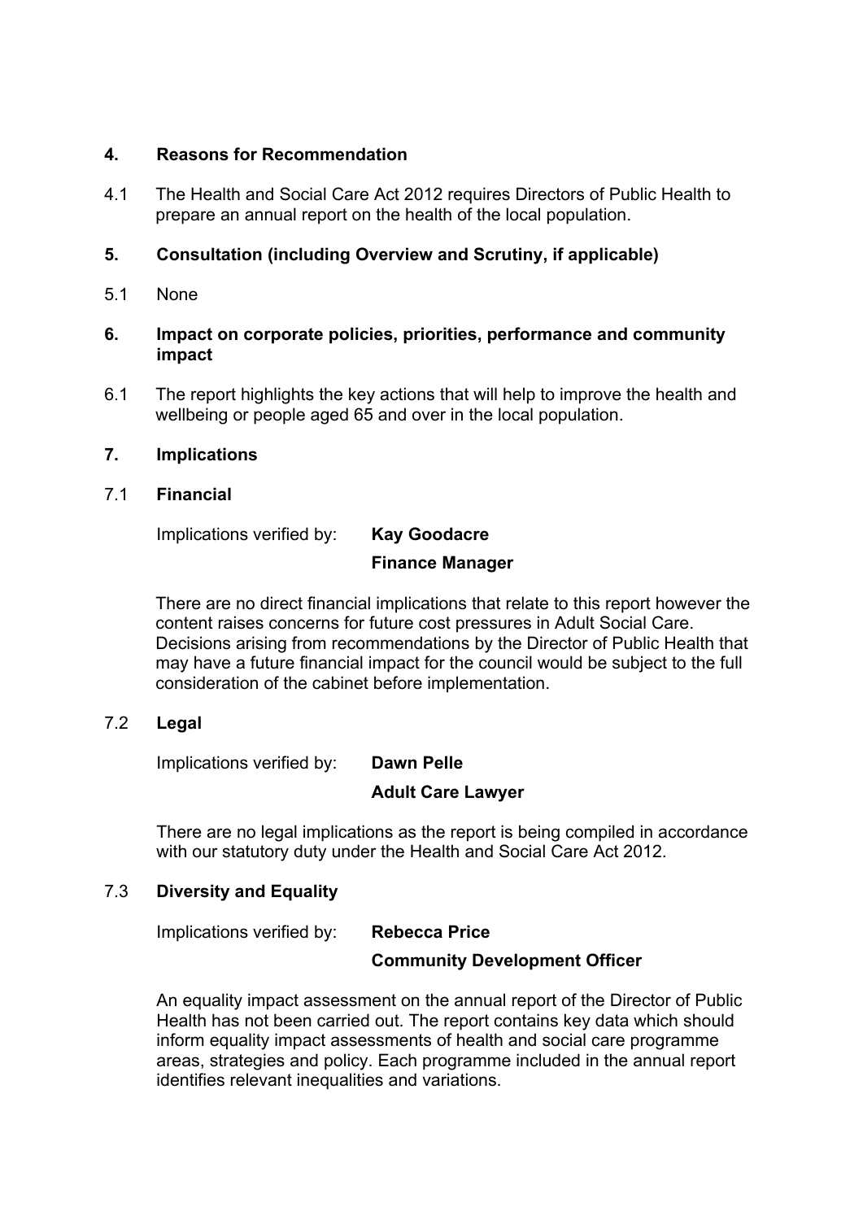## 4. Reasons for Recommendation

4.1 The Health and Social Care Act 2012 requires Directors of Public Health to prepare an annual report on the health of the local population.

## 5. Consultation (including Overview and Scrutiny, if applicable)

5.1 None

## 6. Impact on corporate policies, priorities, performance and community impact

6.1 The report highlights the key actions that will help to improve the health and wellbeing or people aged 65 and over in the local population.

## 7. Implications

### 7.1 Financial

Implications verified by: **Kay Goodacre**
**Finance Manager**

There are no direct financial implications that relate to this report however the content raises concerns for future cost pressures in Adult Social Care. Decisions arising from recommendations by the Director of Public Health that may have a future financial impact for the council would be subject to the full consideration of the cabinet before implementation.

### 7.2 Legal

Implications verified by: **Dawn Pelle**
**Adult Care Lawyer**

There are no legal implications as the report is being compiled in accordance with our statutory duty under the Health and Social Care Act 2012.

### 7.3 Diversity and Equality

Implications verified by: **Rebecca Price**
**Community Development Officer**

An equality impact assessment on the annual report of the Director of Public Health has not been carried out. The report contains key data which should inform equality impact assessments of health and social care programme areas, strategies and policy. Each programme included in the annual report identifies relevant inequalities and variations.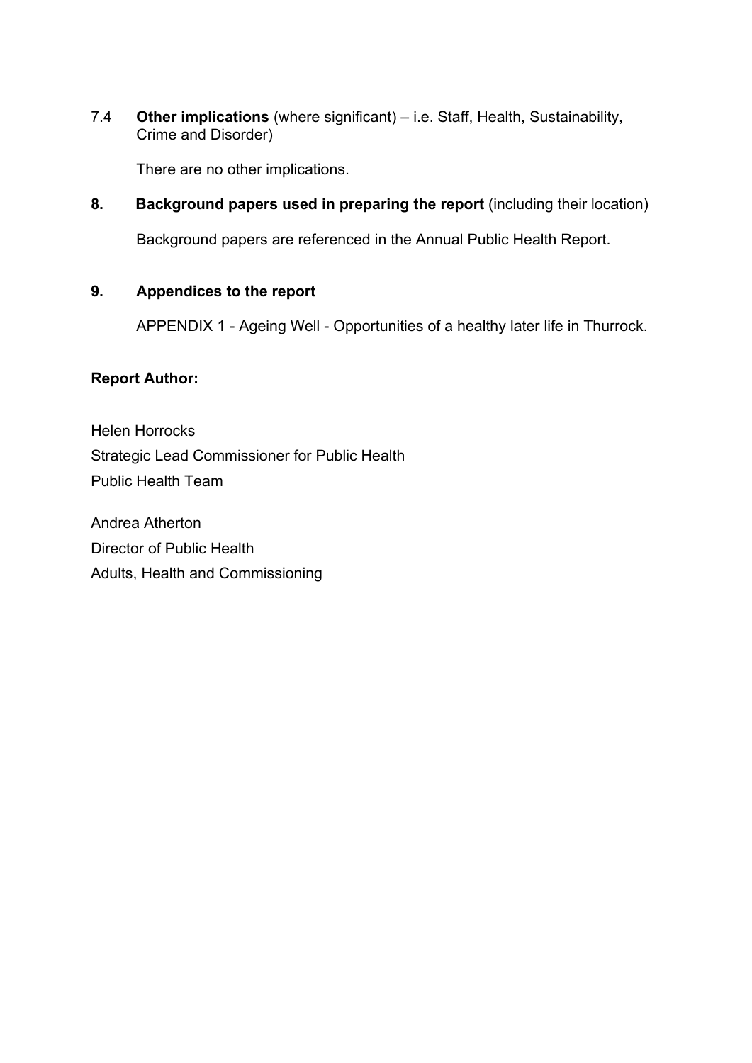7.4 **Other implications** (where significant) – i.e. Staff, Health, Sustainability, Crime and Disorder)

There are no other implications.

**8. Background papers used in preparing the report** (including their location)

Background papers are referenced in the Annual Public Health Report.

**9. Appendices to the report**

APPENDIX 1 - Ageing Well - Opportunities of a healthy later life in Thurrock.

**Report Author:**

Helen Horrocks
Strategic Lead Commissioner for Public Health
Public Health Team

Andrea Atherton
Director of Public Health
Adults, Health and Commissioning